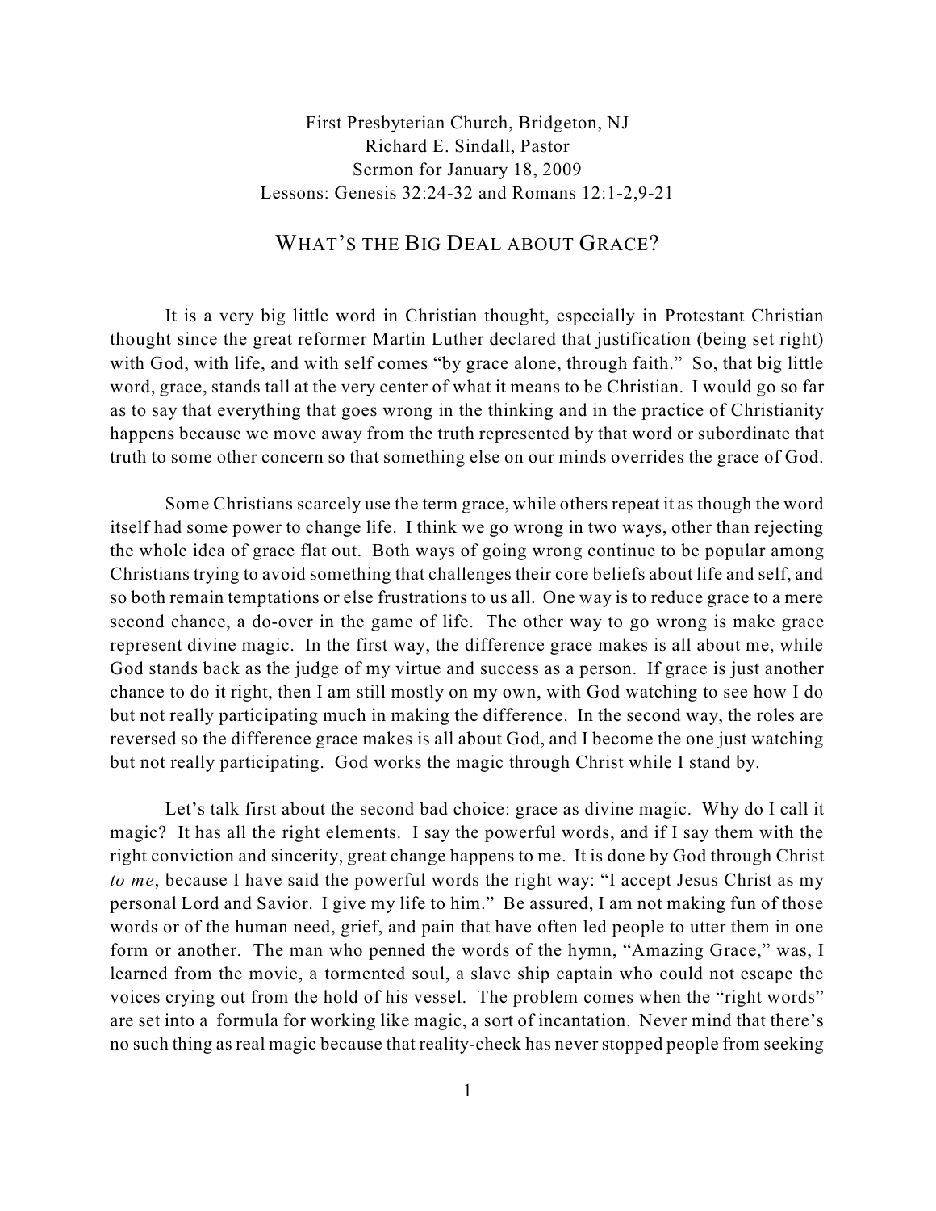First Presbyterian Church, Bridgeton, NJ
Richard E. Sindall, Pastor
Sermon for January 18, 2009
Lessons: Genesis 32:24-32 and Romans 12:1-2,9-21

# WHAT'S THE BIG DEAL ABOUT GRACE?

It is a very big little word in Christian thought, especially in Protestant Christian thought since the great reformer Martin Luther declared that justification (being set right) with God, with life, and with self comes "by grace alone, through faith." So, that big little word, grace, stands tall at the very center of what it means to be Christian. I would go so far as to say that everything that goes wrong in the thinking and in the practice of Christianity happens because we move away from the truth represented by that word or subordinate that truth to some other concern so that something else on our minds overrides the grace of God.

Some Christians scarcely use the term grace, while others repeat it as though the word itself had some power to change life. I think we go wrong in two ways, other than rejecting the whole idea of grace flat out. Both ways of going wrong continue to be popular among Christians trying to avoid something that challenges their core beliefs about life and self, and so both remain temptations or else frustrations to us all. One way is to reduce grace to a mere second chance, a do-over in the game of life. The other way to go wrong is make grace represent divine magic. In the first way, the difference grace makes is all about me, while God stands back as the judge of my virtue and success as a person. If grace is just another chance to do it right, then I am still mostly on my own, with God watching to see how I do but not really participating much in making the difference. In the second way, the roles are reversed so the difference grace makes is all about God, and I become the one just watching but not really participating. God works the magic through Christ while I stand by.

Let's talk first about the second bad choice: grace as divine magic. Why do I call it magic? It has all the right elements. I say the powerful words, and if I say them with the right conviction and sincerity, great change happens to me. It is done by God through Christ *to me*, because I have said the powerful words the right way: "I accept Jesus Christ as my personal Lord and Savior. I give my life to him." Be assured, I am not making fun of those words or of the human need, grief, and pain that have often led people to utter them in one form or another. The man who penned the words of the hymn, "Amazing Grace," was, I learned from the movie, a tormented soul, a slave ship captain who could not escape the voices crying out from the hold of his vessel. The problem comes when the "right words" are set into a formula for working like magic, a sort of incantation. Never mind that there's no such thing as real magic because that reality-check has never stopped people from seeking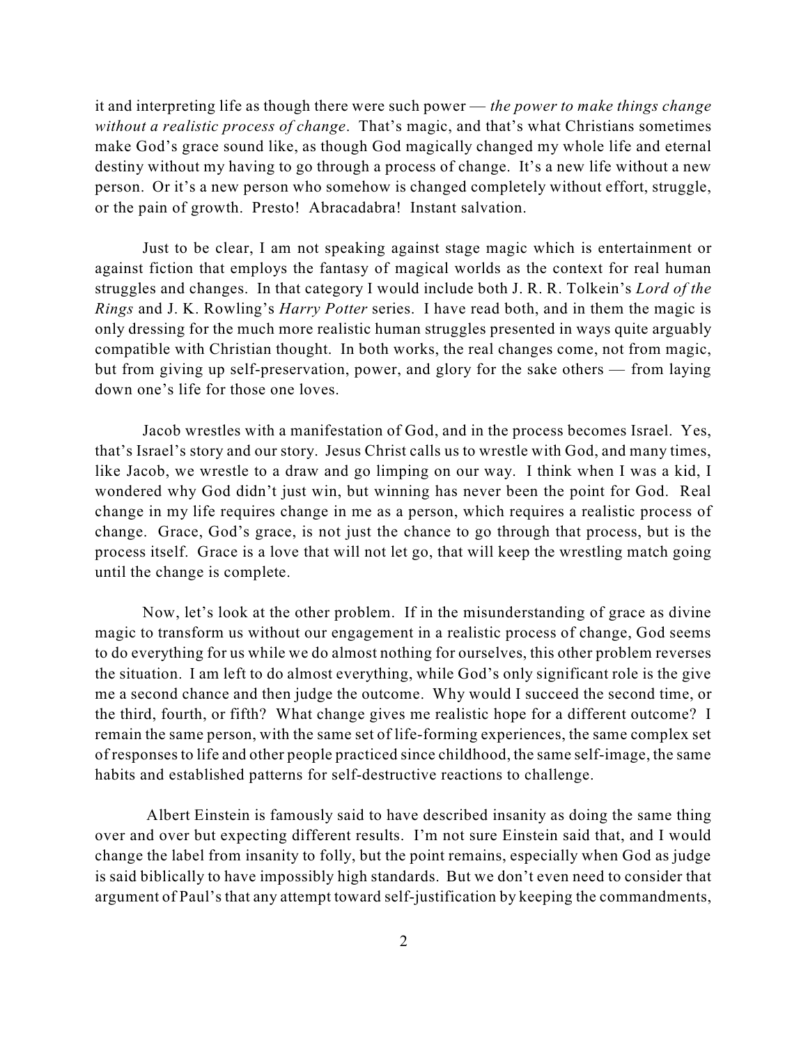it and interpreting life as though there were such power — *the power to make things change without a realistic process of change*. That's magic, and that's what Christians sometimes make God's grace sound like, as though God magically changed my whole life and eternal destiny without my having to go through a process of change. It's a new life without a new person. Or it's a new person who somehow is changed completely without effort, struggle, or the pain of growth. Presto! Abracadabra! Instant salvation.

Just to be clear, I am not speaking against stage magic which is entertainment or against fiction that employs the fantasy of magical worlds as the context for real human struggles and changes. In that category I would include both J. R. R. Tolkein's *Lord of the Rings* and J. K. Rowling's *Harry Potter* series. I have read both, and in them the magic is only dressing for the much more realistic human struggles presented in ways quite arguably compatible with Christian thought. In both works, the real changes come, not from magic, but from giving up self-preservation, power, and glory for the sake others — from laying down one's life for those one loves.

Jacob wrestles with a manifestation of God, and in the process becomes Israel. Yes, that's Israel's story and our story. Jesus Christ calls us to wrestle with God, and many times, like Jacob, we wrestle to a draw and go limping on our way. I think when I was a kid, I wondered why God didn't just win, but winning has never been the point for God. Real change in my life requires change in me as a person, which requires a realistic process of change. Grace, God's grace, is not just the chance to go through that process, but is the process itself. Grace is a love that will not let go, that will keep the wrestling match going until the change is complete.

Now, let's look at the other problem. If in the misunderstanding of grace as divine magic to transform us without our engagement in a realistic process of change, God seems to do everything for us while we do almost nothing for ourselves, this other problem reverses the situation. I am left to do almost everything, while God's only significant role is the give me a second chance and then judge the outcome. Why would I succeed the second time, or the third, fourth, or fifth? What change gives me realistic hope for a different outcome? I remain the same person, with the same set of life-forming experiences, the same complex set of responses to life and other people practiced since childhood, the same self-image, the same habits and established patterns for self-destructive reactions to challenge.

Albert Einstein is famously said to have described insanity as doing the same thing over and over but expecting different results. I'm not sure Einstein said that, and I would change the label from insanity to folly, but the point remains, especially when God as judge is said biblically to have impossibly high standards. But we don't even need to consider that argument of Paul's that any attempt toward self-justification by keeping the commandments,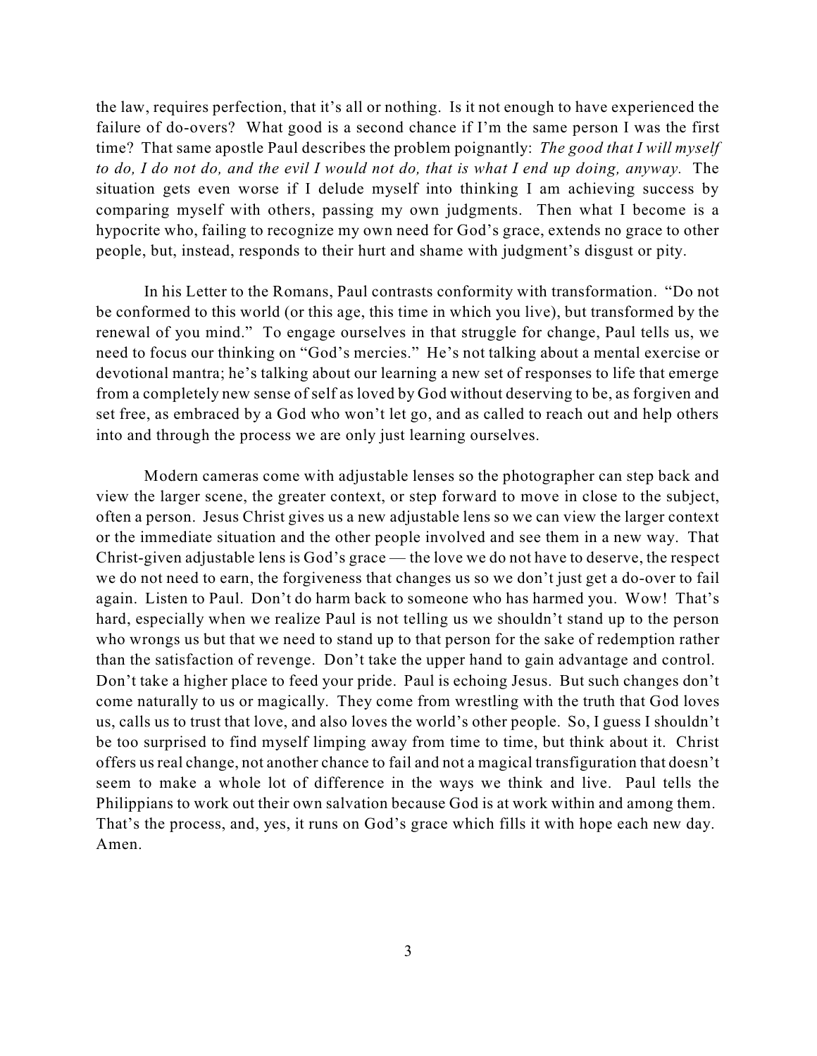the law, requires perfection, that it's all or nothing. Is it not enough to have experienced the failure of do-overs? What good is a second chance if I'm the same person I was the first time? That same apostle Paul describes the problem poignantly: *The good that I will myself to do, I do not do, and the evil I would not do, that is what I end up doing, anyway.* The situation gets even worse if I delude myself into thinking I am achieving success by comparing myself with others, passing my own judgments. Then what I become is a hypocrite who, failing to recognize my own need for God's grace, extends no grace to other people, but, instead, responds to their hurt and shame with judgment's disgust or pity.

In his Letter to the Romans, Paul contrasts conformity with transformation. "Do not be conformed to this world (or this age, this time in which you live), but transformed by the renewal of you mind." To engage ourselves in that struggle for change, Paul tells us, we need to focus our thinking on "God's mercies." He's not talking about a mental exercise or devotional mantra; he's talking about our learning a new set of responses to life that emerge from a completely new sense of self as loved by God without deserving to be, as forgiven and set free, as embraced by a God who won't let go, and as called to reach out and help others into and through the process we are only just learning ourselves.

Modern cameras come with adjustable lenses so the photographer can step back and view the larger scene, the greater context, or step forward to move in close to the subject, often a person. Jesus Christ gives us a new adjustable lens so we can view the larger context or the immediate situation and the other people involved and see them in a new way. That Christ-given adjustable lens is God's grace — the love we do not have to deserve, the respect we do not need to earn, the forgiveness that changes us so we don't just get a do-over to fail again. Listen to Paul. Don't do harm back to someone who has harmed you. Wow! That's hard, especially when we realize Paul is not telling us we shouldn't stand up to the person who wrongs us but that we need to stand up to that person for the sake of redemption rather than the satisfaction of revenge. Don't take the upper hand to gain advantage and control. Don't take a higher place to feed your pride. Paul is echoing Jesus. But such changes don't come naturally to us or magically. They come from wrestling with the truth that God loves us, calls us to trust that love, and also loves the world's other people. So, I guess I shouldn't be too surprised to find myself limping away from time to time, but think about it. Christ offers us real change, not another chance to fail and not a magical transfiguration that doesn't seem to make a whole lot of difference in the ways we think and live. Paul tells the Philippians to work out their own salvation because God is at work within and among them. That's the process, and, yes, it runs on God's grace which fills it with hope each new day. Amen.